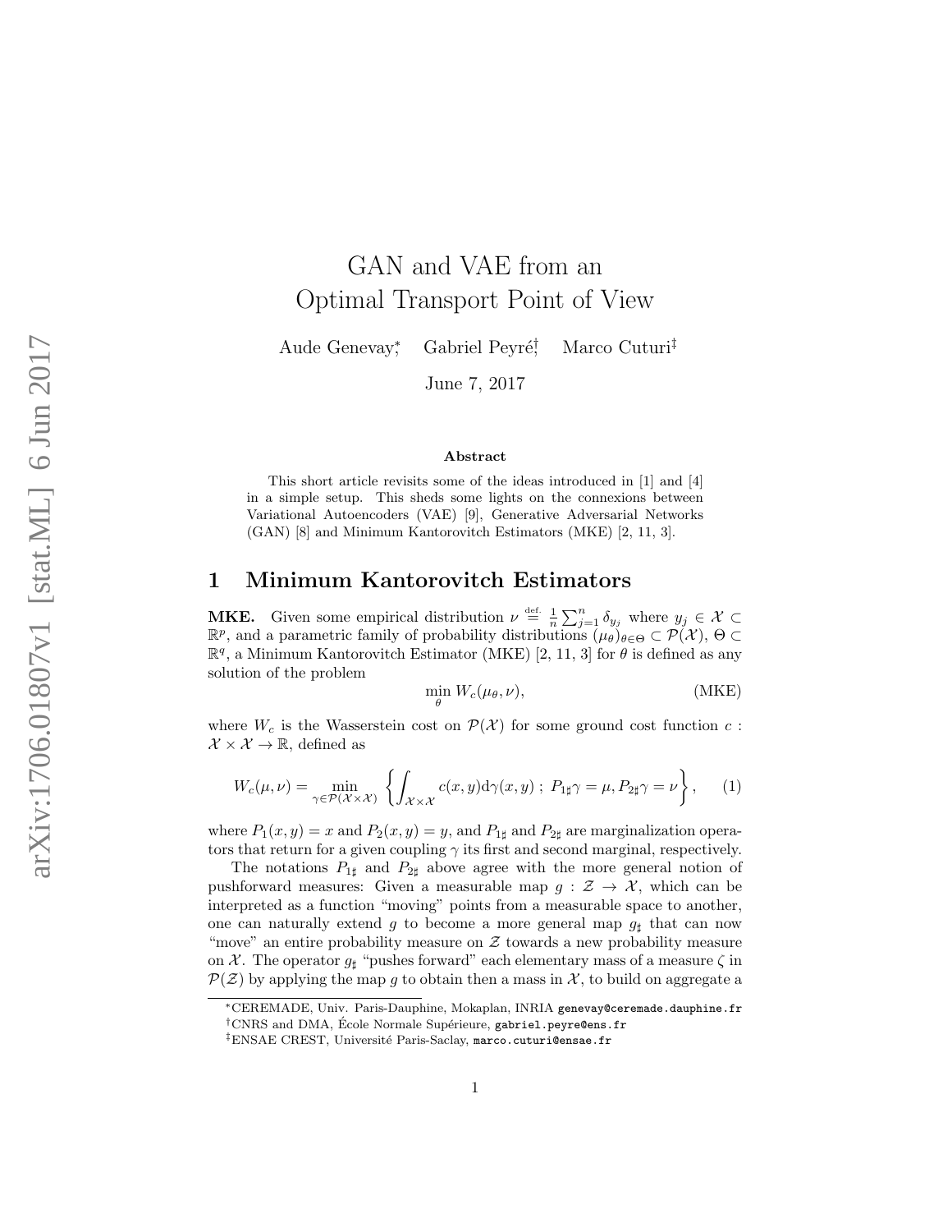# GAN and VAE from an Optimal Transport Point of View

Aude Genevay[*], Gabriel Peyré[†], Marco Cuturi[‡]

June 7, 2017

### Abstract

This short article revisits some of the ideas introduced in [1] and [4] in a simple setup. This sheds some lights on the connexions between Variational Autoencoders (VAE) [9], Generative Adversarial Networks (GAN) [8] and Minimum Kantorovitch Estimators (MKE) [2, 11, 3].

## 1 Minimum Kantorovitch Estimators

**MKE.** Given some empirical distribution $\nu \overset{\text{def.}}{=} \frac{1}{n}\sum_{j=1}^{n} \delta_{y_j}$ where $y_j \in \mathcal{X} \subset \mathbb{R}^p$, and a parametric family of probability distributions $(\mu_\theta)_{\theta\in\Theta} \subset \mathcal{P}(\mathcal{X})$, $\Theta \subset \mathbb{R}^q$, a Minimum Kantorovitch Estimator (MKE) [2, 11, 3] for $\theta$ is defined as any solution of the problem

$$\min_{\theta} W_c(\mu_\theta, \nu), \tag{MKE}$$

where $W_c$ is the Wasserstein cost on $\mathcal{P}(\mathcal{X})$ for some ground cost function $c : \mathcal{X} \times \mathcal{X} \to \mathbb{R}$, defined as

$$W_c(\mu, \nu) = \min_{\gamma\in\mathcal{P}(\mathcal{X}\times\mathcal{X})} \left\{ \int_{\mathcal{X}\times\mathcal{X}} c(x, y)\mathrm{d}\gamma(x, y) \; ; \; P_{1\sharp}\gamma = \mu, P_{2\sharp}\gamma = \nu \right\}, \tag{1}$$

where $P_1(x, y) = x$ and $P_2(x, y) = y$, and $P_{1\sharp}$ and $P_{2\sharp}$ are marginalization operators that return for a given coupling $\gamma$ its first and second marginal, respectively.

The notations $P_{1\sharp}$ and $P_{2\sharp}$ above agree with the more general notion of pushforward measures: Given a measurable map $g : \mathcal{Z} \to \mathcal{X}$, which can be interpreted as a function "moving" points from a measurable space to another, one can naturally extend $g$ to become a more general map $g_\sharp$ that can now "move" an entire probability measure on $\mathcal{Z}$ towards a new probability measure on $\mathcal{X}$. The operator $g_\sharp$ "pushes forward" each elementary mass of a measure $\zeta$ in $\mathcal{P}(\mathcal{Z})$ by applying the map $g$ to obtain then a mass in $\mathcal{X}$, to build on aggregate a

[*] CEREMADE, Univ. Paris-Dauphine, Mokaplan, INRIA genevay@ceremade.dauphine.fr

[†] CNRS and DMA, École Normale Supérieure, gabriel.peyre@ens.fr

[‡] ENSAE CREST, Université Paris-Saclay, marco.cuturi@ensae.fr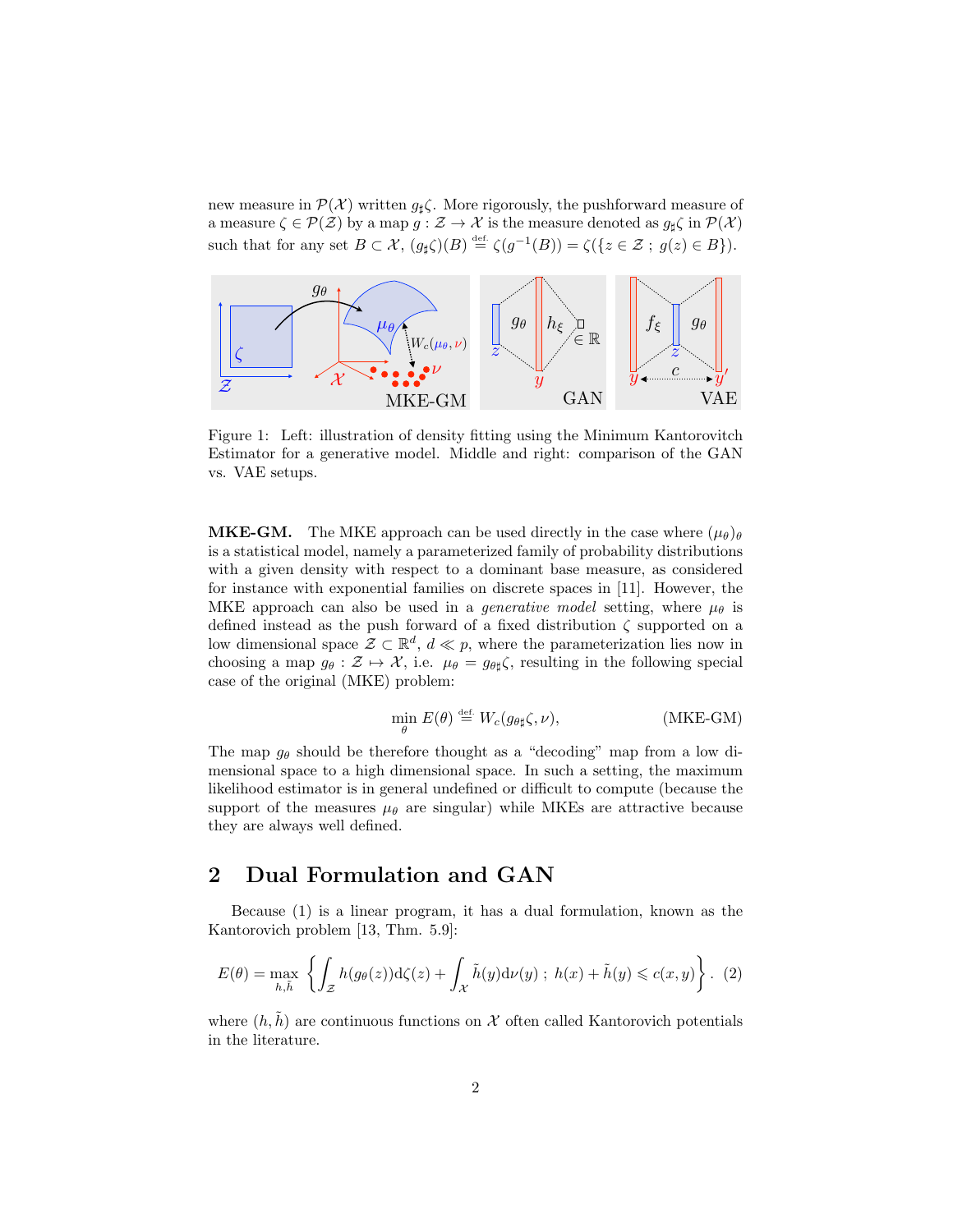new measure in $\mathcal{P}(\mathcal{X})$ written $g_\sharp\zeta$. More rigorously, the pushforward measure of a measure $\zeta \in \mathcal{P}(\mathcal{Z})$ by a map $g : \mathcal{Z} \to \mathcal{X}$ is the measure denoted as $g_\sharp\zeta$ in $\mathcal{P}(\mathcal{X})$ such that for any set $B \subset \mathcal{X}$, $(g_\sharp\zeta)(B) \overset{\text{def.}}{=} \zeta(g^{-1}(B)) = \zeta(\{z \in \mathcal{Z} \; ; \; g(z) \in B\})$.

Figure 1: Left: illustration of density fitting using the Minimum Kantorovitch Estimator for a generative model. Middle and right: comparison of the GAN vs. VAE setups.

**MKE-GM.** The MKE approach can be used directly in the case where $(\mu_\theta)_\theta$ is a statistical model, namely a parameterized family of probability distributions with a given density with respect to a dominant base measure, as considered for instance with exponential families on discrete spaces in [11]. However, the MKE approach can also be used in a *generative model* setting, where $\mu_\theta$ is defined instead as the push forward of a fixed distribution $\zeta$ supported on a low dimensional space $\mathcal{Z} \subset \mathbb{R}^d$, $d \ll p$, where the parameterization lies now in choosing a map $g_\theta : \mathcal{Z} \mapsto \mathcal{X}$, i.e. $\mu_\theta = g_{\theta\sharp}\zeta$, resulting in the following special case of the original (MKE) problem:

$$\min_\theta E(\theta) \overset{\text{def.}}{=} W_c(g_{\theta\sharp}\zeta, \nu), \tag{MKE-GM}$$

The map $g_\theta$ should be therefore thought as a "decoding" map from a low dimensional space to a high dimensional space. In such a setting, the maximum likelihood estimator is in general undefined or difficult to compute (because the support of the measures $\mu_\theta$ are singular) while MKEs are attractive because they are always well defined.

## 2 Dual Formulation and GAN

Because (1) is a linear program, it has a dual formulation, known as the Kantorovich problem [13, Thm. 5.9]:

$$E(\theta) = \max_{h,\tilde{h}} \left\{ \int_{\mathcal{Z}} h(g_\theta(z))\mathrm{d}\zeta(z) + \int_{\mathcal{X}} \tilde{h}(y)\mathrm{d}\nu(y) \; ; \; h(x) + \tilde{h}(y) \leqslant c(x,y) \right\}. \tag{2}$$

where $(h, \tilde{h})$ are continuous functions on $\mathcal{X}$ often called Kantorovich potentials in the literature.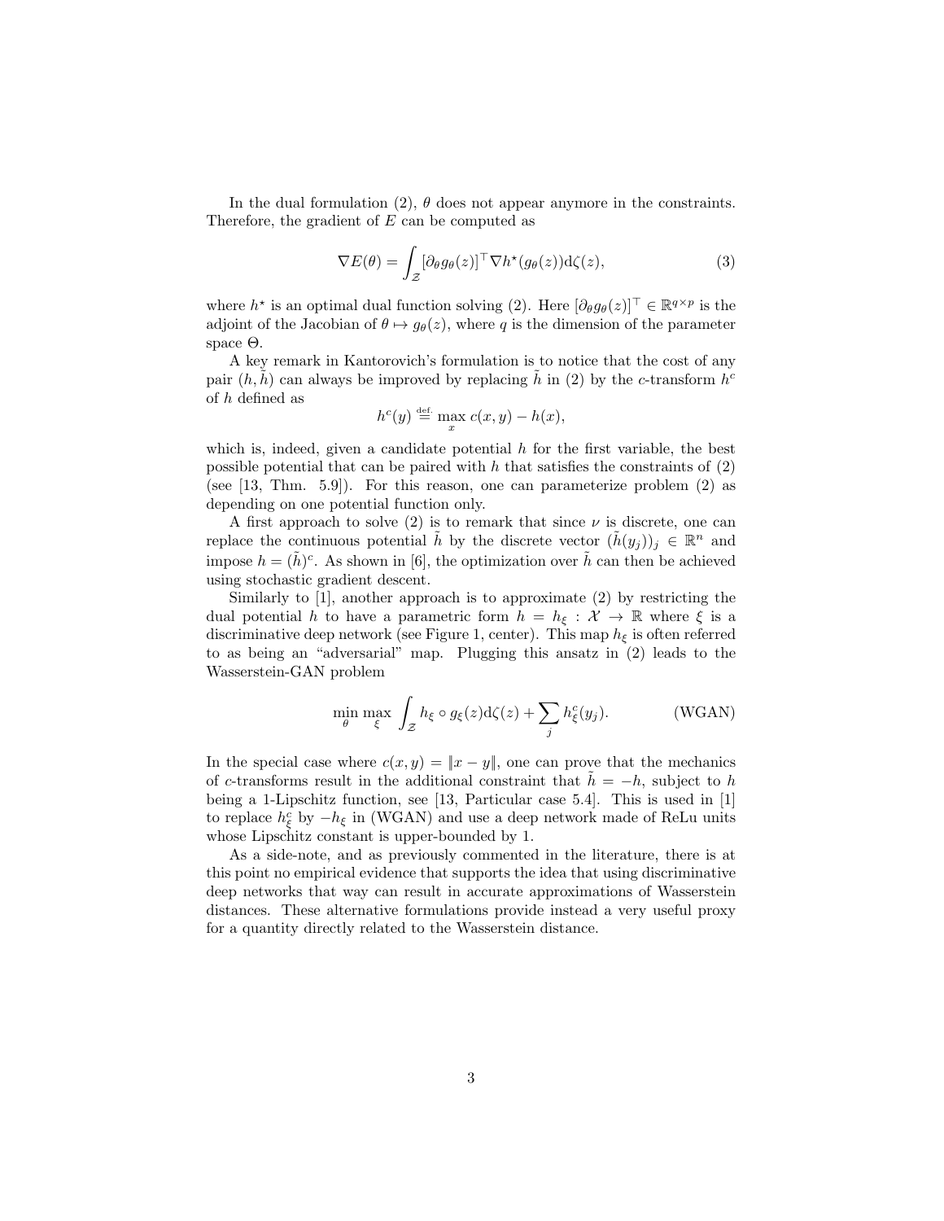In the dual formulation (2), $\theta$ does not appear anymore in the constraints. Therefore, the gradient of $E$ can be computed as

$$\nabla E(\theta) = \int_{\mathcal{Z}} [\partial_\theta g_\theta(z)]^\top \nabla h^\star(g_\theta(z)) \mathrm{d}\zeta(z), \tag{3}$$

where $h^\star$ is an optimal dual function solving (2). Here $[\partial_\theta g_\theta(z)]^\top \in \mathbb{R}^{q \times p}$ is the adjoint of the Jacobian of $\theta \mapsto g_\theta(z)$, where $q$ is the dimension of the parameter space $\Theta$.

A key remark in Kantorovich's formulation is to notice that the cost of any pair $(h, \tilde{h})$ can always be improved by replacing $\tilde{h}$ in (2) by the $c$-transform $h^c$ of $h$ defined as

$$h^c(y) \overset{\text{def.}}{=} \max_x c(x, y) - h(x),$$

which is, indeed, given a candidate potential $h$ for the first variable, the best possible potential that can be paired with $h$ that satisfies the constraints of (2) (see [13, Thm. 5.9]). For this reason, one can parameterize problem (2) as depending on one potential function only.

A first approach to solve (2) is to remark that since $\nu$ is discrete, one can replace the continuous potential $\tilde{h}$ by the discrete vector $(\tilde{h}(y_j))_j \in \mathbb{R}^n$ and impose $h = (\tilde{h})^c$. As shown in [6], the optimization over $\tilde{h}$ can then be achieved using stochastic gradient descent.

Similarly to [1], another approach is to approximate (2) by restricting the dual potential $h$ to have a parametric form $h = h_\xi : \mathcal{X} \to \mathbb{R}$ where $\xi$ is a discriminative deep network (see Figure 1, center). This map $h_\xi$ is often referred to as being an "adversarial" map. Plugging this ansatz in (2) leads to the Wasserstein-GAN problem

$$\min_\theta \max_\xi \int_{\mathcal{Z}} h_\xi \circ g_\xi(z) \mathrm{d}\zeta(z) + \sum_j h_\xi^c(y_j). \tag{WGAN}$$

In the special case where $c(x, y) = \|x - y\|$, one can prove that the mechanics of $c$-transforms result in the additional constraint that $\tilde{h} = -h$, subject to $h$ being a 1-Lipschitz function, see [13, Particular case 5.4]. This is used in [1] to replace $h_\xi^c$ by $-h_\xi$ in (WGAN) and use a deep network made of ReLu units whose Lipschitz constant is upper-bounded by 1.

As a side-note, and as previously commented in the literature, there is at this point no empirical evidence that supports the idea that using discriminative deep networks that way can result in accurate approximations of Wasserstein distances. These alternative formulations provide instead a very useful proxy for a quantity directly related to the Wasserstein distance.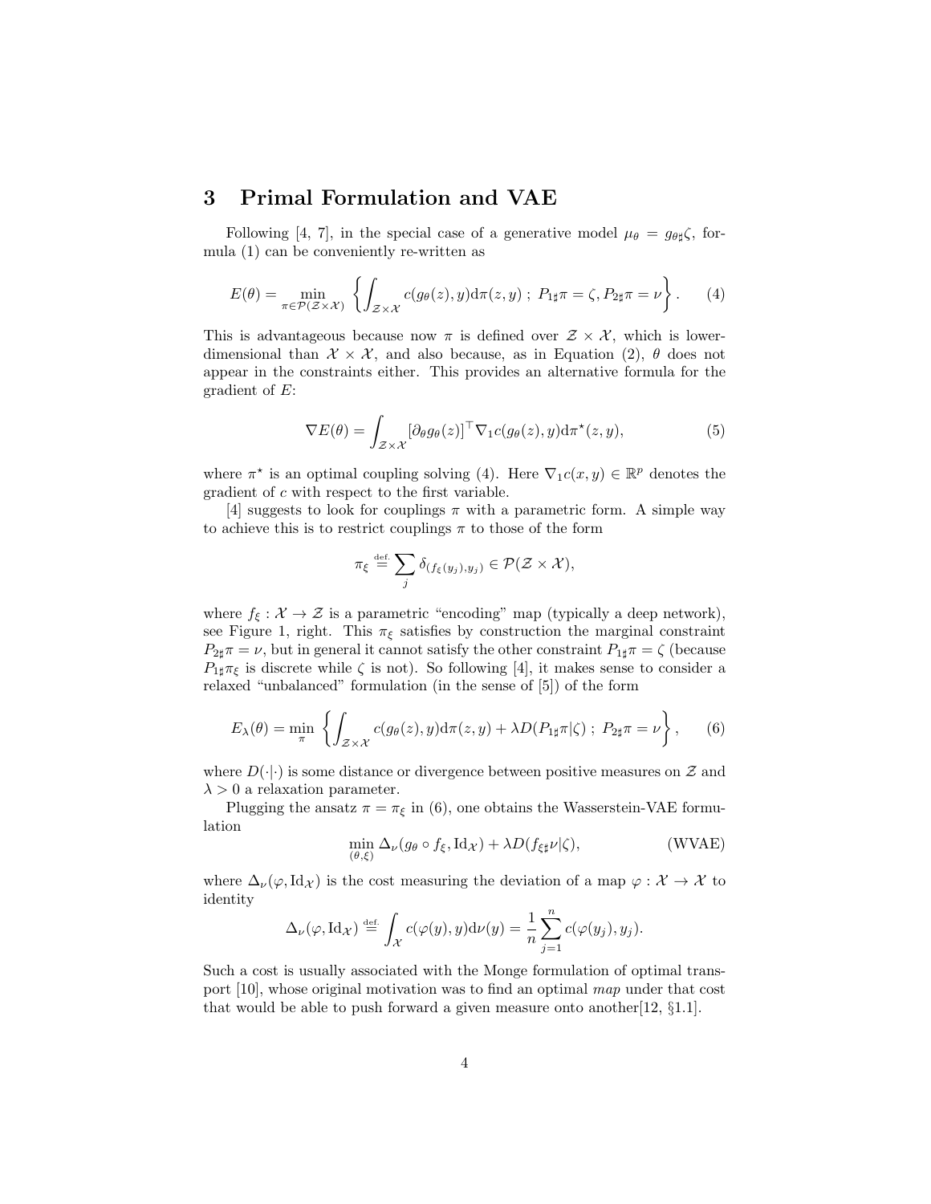## 3 Primal Formulation and VAE

Following [4, 7], in the special case of a generative model $\mu_\theta = g_{\theta\sharp}\zeta$, formula (1) can be conveniently re-written as

$$E(\theta) = \min_{\pi \in \mathcal{P}(\mathcal{Z}\times\mathcal{X})} \left\{ \int_{\mathcal{Z}\times\mathcal{X}} c(g_\theta(z), y) \mathrm{d}\pi(z, y) \;;\; P_{1\sharp}\pi = \zeta, P_{2\sharp}\pi = \nu \right\}. \tag{4}$$

This is advantageous because now $\pi$ is defined over $\mathcal{Z}\times\mathcal{X}$, which is lower-dimensional than $\mathcal{X}\times\mathcal{X}$, and also because, as in Equation (2), $\theta$ does not appear in the constraints either. This provides an alternative formula for the gradient of $E$:

$$\nabla E(\theta) = \int_{\mathcal{Z}\times\mathcal{X}} [\partial_\theta g_\theta(z)]^\top \nabla_1 c(g_\theta(z), y) \mathrm{d}\pi^\star(z, y), \tag{5}$$

where $\pi^\star$ is an optimal coupling solving (4). Here $\nabla_1 c(x, y) \in \mathbb{R}^p$ denotes the gradient of $c$ with respect to the first variable.

[4] suggests to look for couplings $\pi$ with a parametric form. A simple way to achieve this is to restrict couplings $\pi$ to those of the form

$$\pi_\xi \overset{\text{def.}}{=} \sum_j \delta_{(f_\xi(y_j), y_j)} \in \mathcal{P}(\mathcal{Z}\times\mathcal{X}),$$

where $f_\xi : \mathcal{X} \to \mathcal{Z}$ is a parametric "encoding" map (typically a deep network), see Figure 1, right. This $\pi_\xi$ satisfies by construction the marginal constraint $P_{2\sharp}\pi = \nu$, but in general it cannot satisfy the other constraint $P_{1\sharp}\pi = \zeta$ (because $P_{1\sharp}\pi_\xi$ is discrete while $\zeta$ is not). So following [4], it makes sense to consider a relaxed "unbalanced" formulation (in the sense of [5]) of the form

$$E_\lambda(\theta) = \min_{\pi} \left\{ \int_{\mathcal{Z}\times\mathcal{X}} c(g_\theta(z), y) \mathrm{d}\pi(z, y) + \lambda D(P_{1\sharp}\pi|\zeta) \;;\; P_{2\sharp}\pi = \nu \right\}, \tag{6}$$

where $D(\cdot|\cdot)$ is some distance or divergence between positive measures on $\mathcal{Z}$ and $\lambda > 0$ a relaxation parameter.

Plugging the ansatz $\pi = \pi_\xi$ in (6), one obtains the Wasserstein-VAE formulation

$$\min_{(\theta,\xi)} \Delta_\nu(g_\theta \circ f_\xi, \mathrm{Id}_{\mathcal{X}}) + \lambda D(f_{\xi\sharp}\nu|\zeta), \tag{WVAE}$$

where $\Delta_\nu(\varphi, \mathrm{Id}_{\mathcal{X}})$ is the cost measuring the deviation of a map $\varphi : \mathcal{X} \to \mathcal{X}$ to identity

$$\Delta_\nu(\varphi, \mathrm{Id}_{\mathcal{X}}) \overset{\text{def.}}{=} \int_{\mathcal{X}} c(\varphi(y), y) \mathrm{d}\nu(y) = \frac{1}{n}\sum_{j=1}^{n} c(\varphi(y_j), y_j).$$

Such a cost is usually associated with the Monge formulation of optimal transport [10], whose original motivation was to find an optimal *map* under that cost that would be able to push forward a given measure onto another[12, §1.1].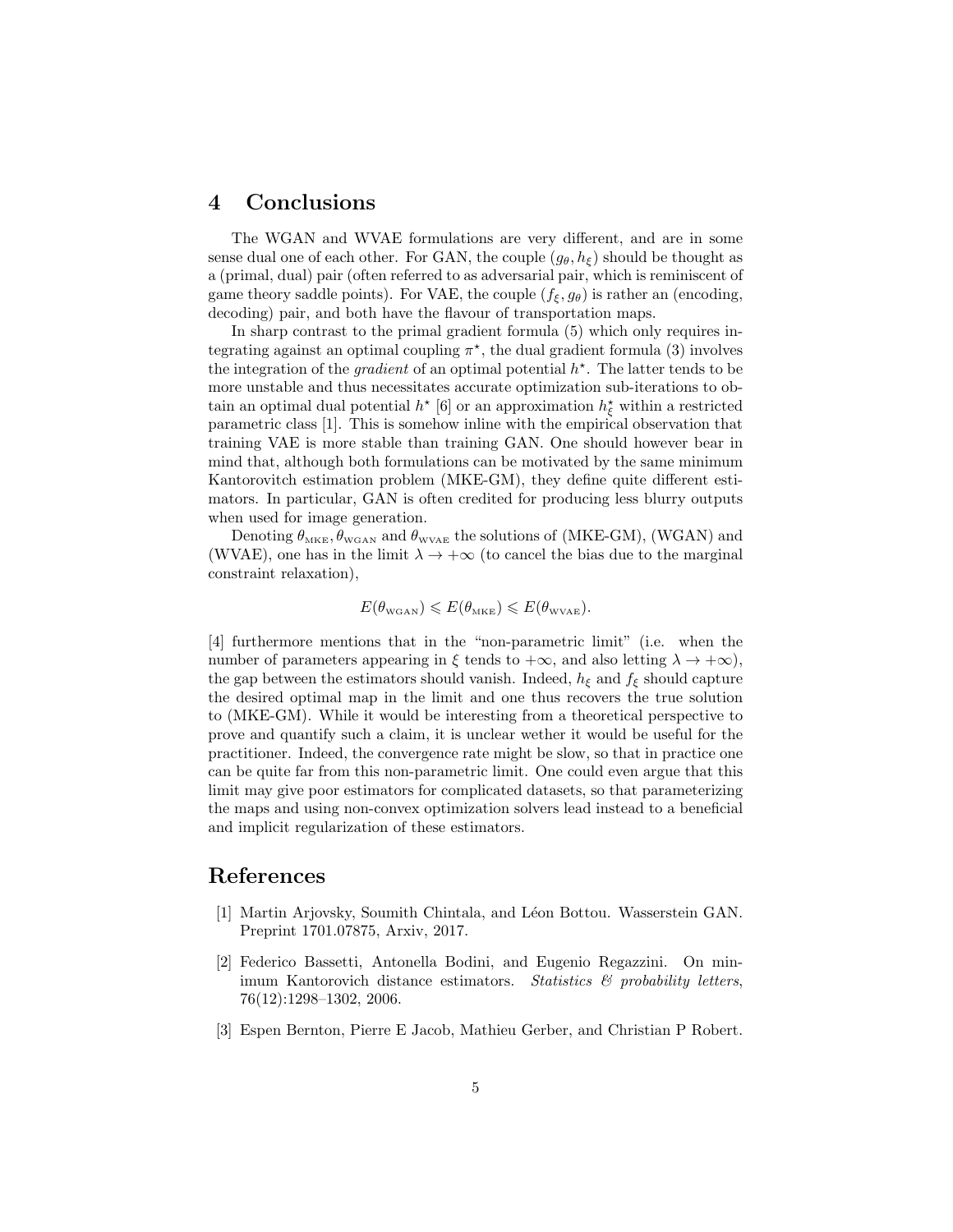## 4 Conclusions

The WGAN and WVAE formulations are very different, and are in some sense dual one of each other. For GAN, the couple $(g_\theta, h_\xi)$ should be thought as a (primal, dual) pair (often referred to as adversarial pair, which is reminiscent of game theory saddle points). For VAE, the couple $(f_\xi, g_\theta)$ is rather an (encoding, decoding) pair, and both have the flavour of transportation maps.

In sharp contrast to the primal gradient formula (5) which only requires integrating against an optimal coupling $\pi^\star$, the dual gradient formula (3) involves the integration of the *gradient* of an optimal potential $h^\star$. The latter tends to be more unstable and thus necessitates accurate optimization sub-iterations to obtain an optimal dual potential $h^\star$ [6] or an approximation $h^\star_\xi$ within a restricted parametric class [1]. This is somehow inline with the empirical observation that training VAE is more stable than training GAN. One should however bear in mind that, although both formulations can be motivated by the same minimum Kantorovitch estimation problem (MKE-GM), they define quite different estimators. In particular, GAN is often credited for producing less blurry outputs when used for image generation.

Denoting $\theta_{\text{MKE}}, \theta_{\text{WGAN}}$ and $\theta_{\text{WVAE}}$ the solutions of (MKE-GM), (WGAN) and (WVAE), one has in the limit $\lambda \to +\infty$ (to cancel the bias due to the marginal constraint relaxation),

$$E(\theta_{\text{WGAN}}) \leqslant E(\theta_{\text{MKE}}) \leqslant E(\theta_{\text{WVAE}}).$$

[4] furthermore mentions that in the "non-parametric limit" (i.e. when the number of parameters appearing in $\xi$ tends to $+\infty$, and also letting $\lambda \to +\infty$), the gap between the estimators should vanish. Indeed, $h_\xi$ and $f_\xi$ should capture the desired optimal map in the limit and one thus recovers the true solution to (MKE-GM). While it would be interesting from a theoretical perspective to prove and quantify such a claim, it is unclear wether it would be useful for the practitioner. Indeed, the convergence rate might be slow, so that in practice one can be quite far from this non-parametric limit. One could even argue that this limit may give poor estimators for complicated datasets, so that parameterizing the maps and using non-convex optimization solvers lead instead to a beneficial and implicit regularization of these estimators.

## References

[1] Martin Arjovsky, Soumith Chintala, and Léon Bottou. Wasserstein GAN. Preprint 1701.07875, Arxiv, 2017.

[2] Federico Bassetti, Antonella Bodini, and Eugenio Regazzini. On minimum Kantorovich distance estimators. *Statistics & probability letters*, 76(12):1298–1302, 2006.

[3] Espen Bernton, Pierre E Jacob, Mathieu Gerber, and Christian P Robert.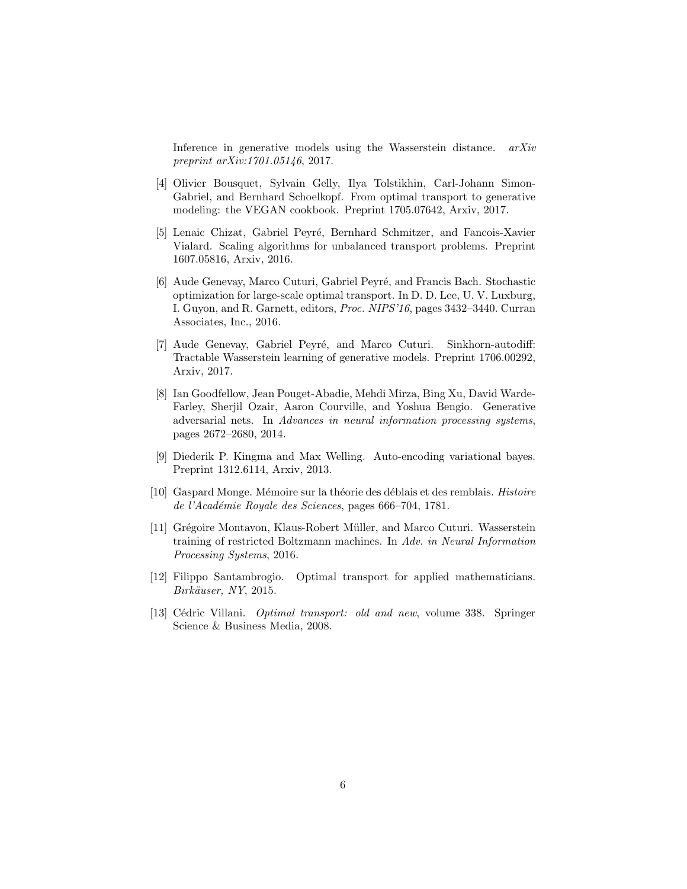Inference in generative models using the Wasserstein distance. *arXiv preprint arXiv:1701.05146*, 2017.

[4] Olivier Bousquet, Sylvain Gelly, Ilya Tolstikhin, Carl-Johann Simon-Gabriel, and Bernhard Schoelkopf. From optimal transport to generative modeling: the VEGAN cookbook. Preprint 1705.07642, Arxiv, 2017.

[5] Lenaic Chizat, Gabriel Peyré, Bernhard Schmitzer, and Fancois-Xavier Vialard. Scaling algorithms for unbalanced transport problems. Preprint 1607.05816, Arxiv, 2016.

[6] Aude Genevay, Marco Cuturi, Gabriel Peyré, and Francis Bach. Stochastic optimization for large-scale optimal transport. In D. D. Lee, U. V. Luxburg, I. Guyon, and R. Garnett, editors, *Proc. NIPS'16*, pages 3432–3440. Curran Associates, Inc., 2016.

[7] Aude Genevay, Gabriel Peyré, and Marco Cuturi. Sinkhorn-autodiff: Tractable Wasserstein learning of generative models. Preprint 1706.00292, Arxiv, 2017.

[8] Ian Goodfellow, Jean Pouget-Abadie, Mehdi Mirza, Bing Xu, David Warde-Farley, Sherjil Ozair, Aaron Courville, and Yoshua Bengio. Generative adversarial nets. In *Advances in neural information processing systems*, pages 2672–2680, 2014.

[9] Diederik P. Kingma and Max Welling. Auto-encoding variational bayes. Preprint 1312.6114, Arxiv, 2013.

[10] Gaspard Monge. Mémoire sur la théorie des déblais et des remblais. *Histoire de l'Académie Royale des Sciences*, pages 666–704, 1781.

[11] Grégoire Montavon, Klaus-Robert Müller, and Marco Cuturi. Wasserstein training of restricted Boltzmann machines. In *Adv. in Neural Information Processing Systems*, 2016.

[12] Filippo Santambrogio. Optimal transport for applied mathematicians. *Birkäuser, NY*, 2015.

[13] Cédric Villani. *Optimal transport: old and new*, volume 338. Springer Science & Business Media, 2008.